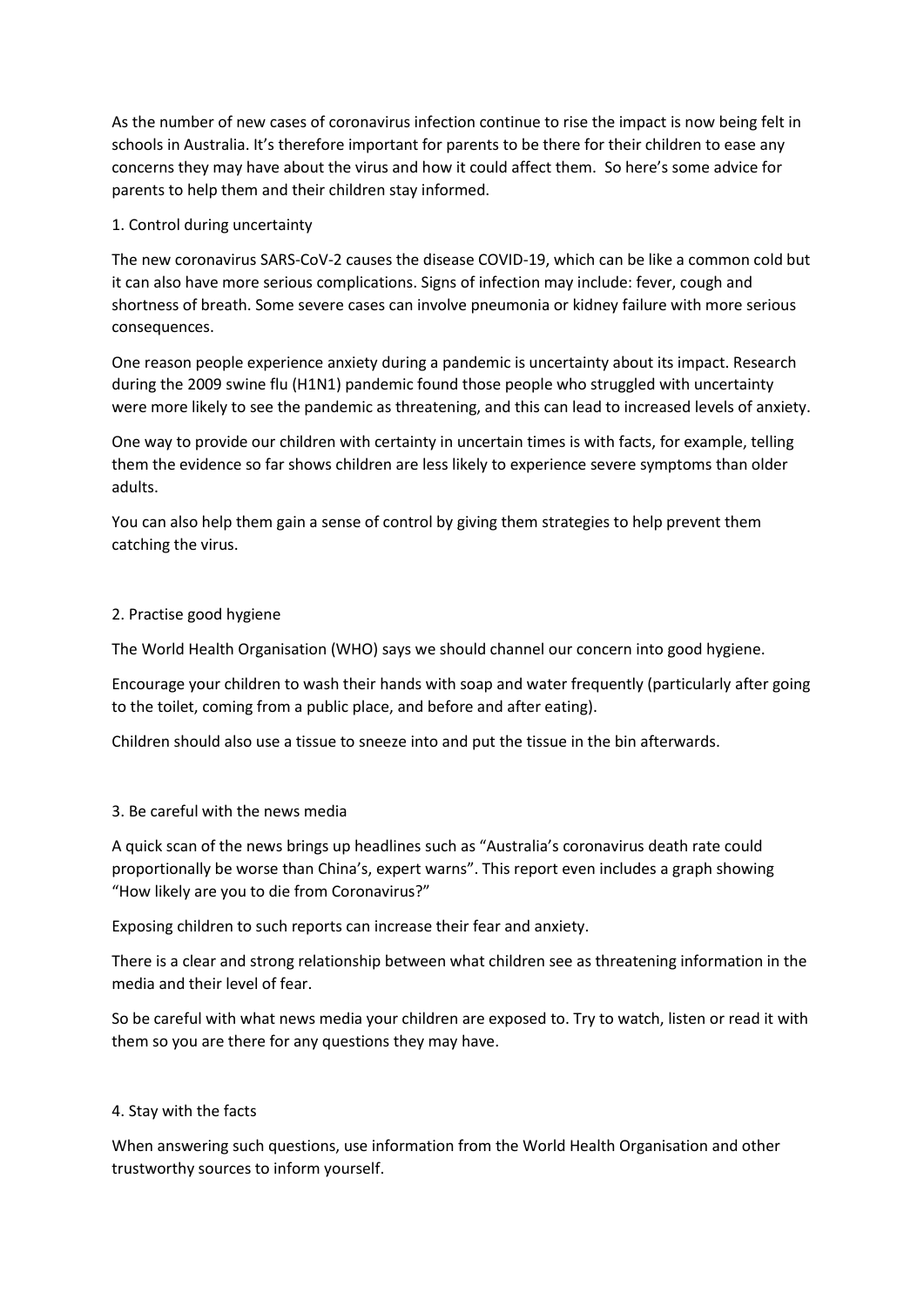As the number of new cases of coronavirus infection continue to rise the impact is now being felt in schools in Australia. It's therefore important for parents to be there for their children to ease any concerns they may have about the virus and how it could affect them. So here's some advice for parents to help them and their children stay informed.

1. Control during uncertainty

The new coronavirus SARS-CoV-2 causes the disease COVID-19, which can be like a common cold but it can also have more serious complications. Signs of infection may include: fever, cough and shortness of breath. Some severe cases can involve pneumonia or kidney failure with more serious consequences.

One reason people experience anxiety during a pandemic is uncertainty about its impact. Research during the 2009 swine flu (H1N1) pandemic found those people who struggled with uncertainty were more likely to see the pandemic as threatening, and this can lead to increased levels of anxiety.

One way to provide our children with certainty in uncertain times is with facts, for example, telling them the evidence so far shows children are less likely to experience severe symptoms than older adults.

You can also help them gain a sense of control by giving them strategies to help prevent them catching the virus.

2. Practise good hygiene

The World Health Organisation (WHO) says we should channel our concern into good hygiene.

Encourage your children to wash their hands with soap and water frequently (particularly after going to the toilet, coming from a public place, and before and after eating).

Children should also use a tissue to sneeze into and put the tissue in the bin afterwards.

3. Be careful with the news media

A quick scan of the news brings up headlines such as "Australia's coronavirus death rate could proportionally be worse than China's, expert warns". This report even includes a graph showing "How likely are you to die from Coronavirus?"

Exposing children to such reports can increase their fear and anxiety.

There is a clear and strong relationship between what children see as threatening information in the media and their level of fear.

So be careful with what news media your children are exposed to. Try to watch, listen or read it with them so you are there for any questions they may have.

4. Stay with the facts

When answering such questions, use information from the World Health Organisation and other trustworthy sources to inform yourself.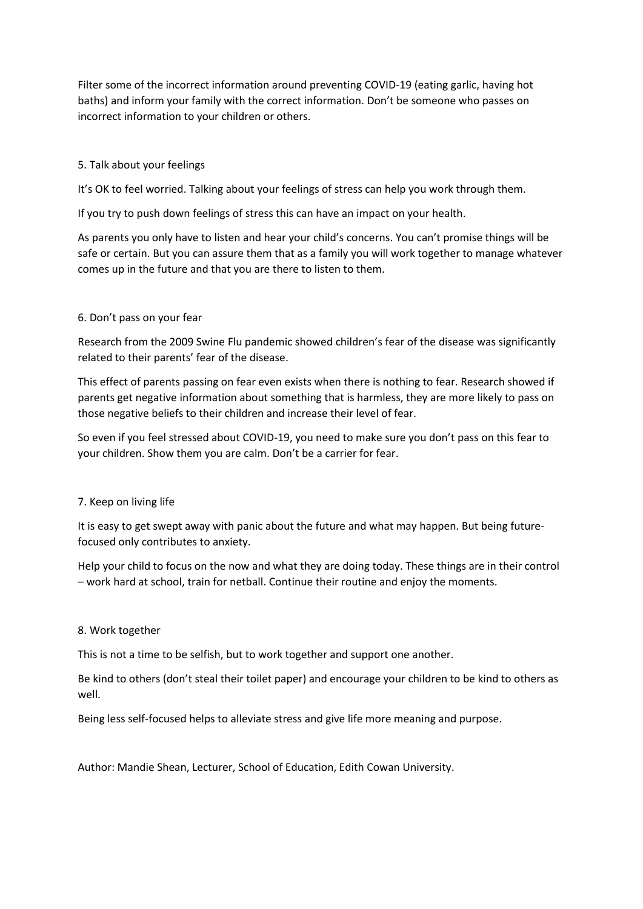Filter some of the incorrect information around preventing COVID-19 (eating garlic, having hot baths) and inform your family with the correct information. Don't be someone who passes on incorrect information to your children or others.

## 5. Talk about your feelings

It's OK to feel worried. Talking about your feelings of stress can help you work through them.

If you try to push down feelings of stress this can have an impact on your health.

As parents you only have to listen and hear your child's concerns. You can't promise things will be safe or certain. But you can assure them that as a family you will work together to manage whatever comes up in the future and that you are there to listen to them.

## 6. Don't pass on your fear

Research from the 2009 Swine Flu pandemic showed children's fear of the disease was significantly related to their parents' fear of the disease.

This effect of parents passing on fear even exists when there is nothing to fear. Research showed if parents get negative information about something that is harmless, they are more likely to pass on those negative beliefs to their children and increase their level of fear.

So even if you feel stressed about COVID-19, you need to make sure you don't pass on this fear to your children. Show them you are calm. Don't be a carrier for fear.

## 7. Keep on living life

It is easy to get swept away with panic about the future and what may happen. But being future-focused only contributes to anxiety.

Help your child to focus on the now and what they are doing today. These things are in their control – work hard at school, train for netball. Continue their routine and enjoy the moments.

## 8. Work together

This is not a time to be selfish, but to work together and support one another.

Be kind to others (don't steal their toilet paper) and encourage your children to be kind to others as well.

Being less self-focused helps to alleviate stress and give life more meaning and purpose.

Author: Mandie Shean, Lecturer, School of Education, Edith Cowan University.